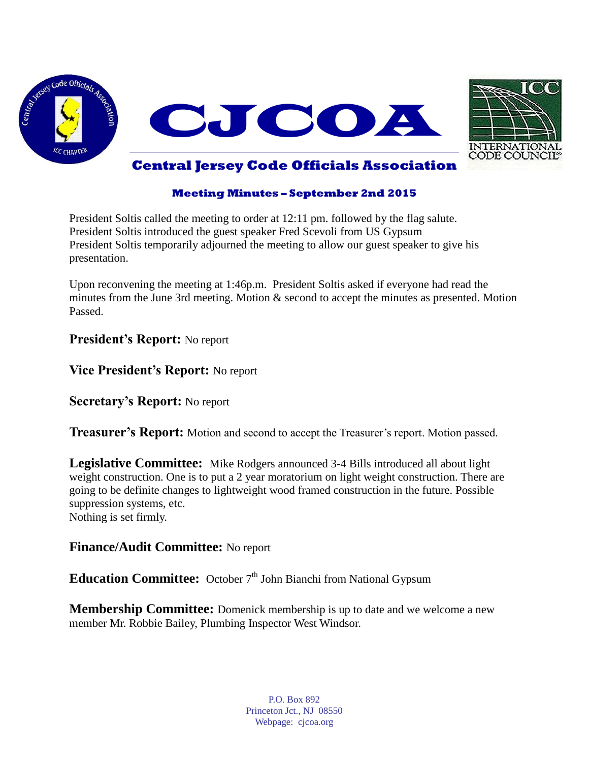# CJCOA

## Central Jersey Code Officials Association

### Meeting Minutes – September 2nd 2015

President Soltis called the meeting to order at 12:11 pm. followed by the flag salute.
President Soltis introduced the guest speaker Fred Scevoli from US Gypsum
President Soltis temporarily adjourned the meeting to allow our guest speaker to give his presentation.

Upon reconvening the meeting at 1:46p.m. President Soltis asked if everyone had read the minutes from the June 3rd meeting. Motion & second to accept the minutes as presented. Motion Passed.

**President's Report:** No report

**Vice President's Report:** No report

**Secretary's Report:** No report

**Treasurer's Report:** Motion and second to accept the Treasurer's report. Motion passed.

**Legislative Committee:** Mike Rodgers announced 3-4 Bills introduced all about light weight construction. One is to put a 2 year moratorium on light weight construction. There are going to be definite changes to lightweight wood framed construction in the future. Possible suppression systems, etc.
Nothing is set firmly.

**Finance/Audit Committee:** No report

**Education Committee:** October 7th John Bianchi from National Gypsum

**Membership Committee:** Domenick membership is up to date and we welcome a new member Mr. Robbie Bailey, Plumbing Inspector West Windsor.

P.O. Box 892
Princeton Jct., NJ 08550
Webpage: cjcoa.org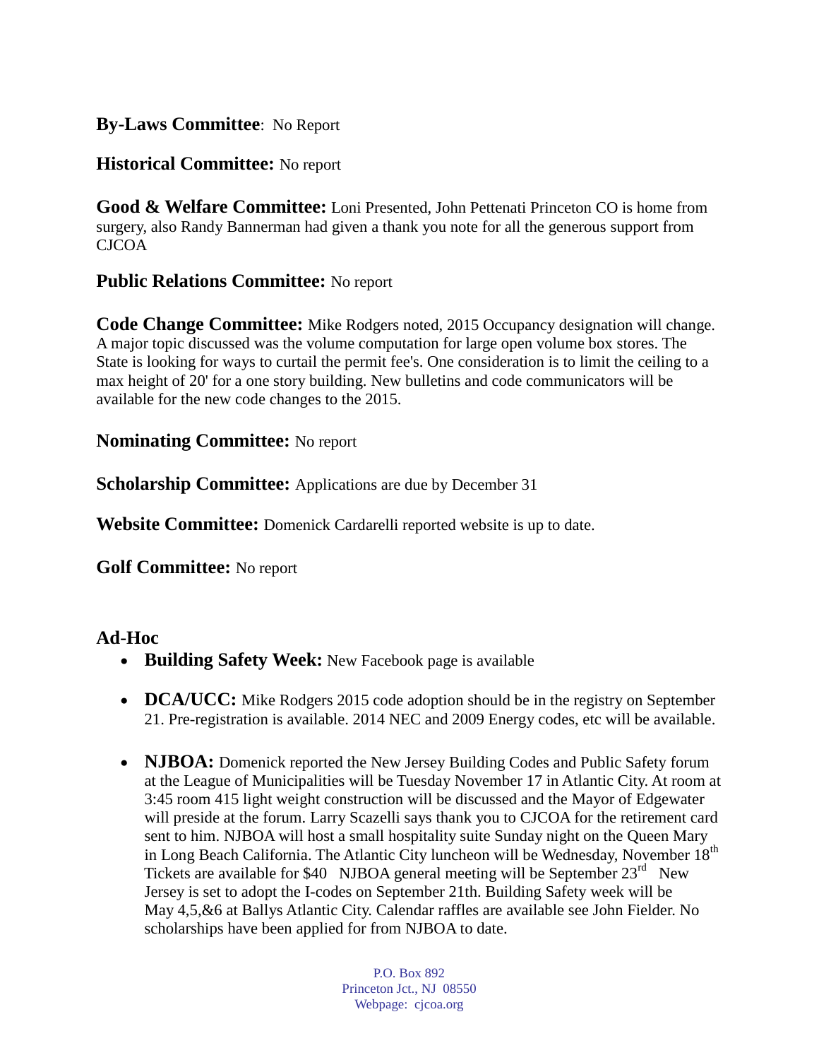**By-Laws Committee**: No Report

**Historical Committee:** No report

**Good & Welfare Committee:** Loni Presented, John Pettenati Princeton CO is home from surgery, also Randy Bannerman had given a thank you note for all the generous support from CJCOA

**Public Relations Committee:** No report

**Code Change Committee:** Mike Rodgers noted, 2015 Occupancy designation will change. A major topic discussed was the volume computation for large open volume box stores. The State is looking for ways to curtail the permit fee's. One consideration is to limit the ceiling to a max height of 20' for a one story building. New bulletins and code communicators will be available for the new code changes to the 2015.

**Nominating Committee:** No report

**Scholarship Committee:** Applications are due by December 31

**Website Committee:** Domenick Cardarelli reported website is up to date.

**Golf Committee:** No report

## Ad-Hoc

- **Building Safety Week:** New Facebook page is available
- **DCA/UCC:** Mike Rodgers 2015 code adoption should be in the registry on September 21. Pre-registration is available. 2014 NEC and 2009 Energy codes, etc will be available.
- **NJBOA:** Domenick reported the New Jersey Building Codes and Public Safety forum at the League of Municipalities will be Tuesday November 17 in Atlantic City. At room at 3:45 room 415 light weight construction will be discussed and the Mayor of Edgewater will preside at the forum. Larry Scazelli says thank you to CJCOA for the retirement card sent to him. NJBOA will host a small hospitality suite Sunday night on the Queen Mary in Long Beach California. The Atlantic City luncheon will be Wednesday, November 18th Tickets are available for $40 NJBOA general meeting will be September 23rd New Jersey is set to adopt the I-codes on September 21th. Building Safety week will be May 4,5,&6 at Ballys Atlantic City. Calendar raffles are available see John Fielder. No scholarships have been applied for from NJBOA to date.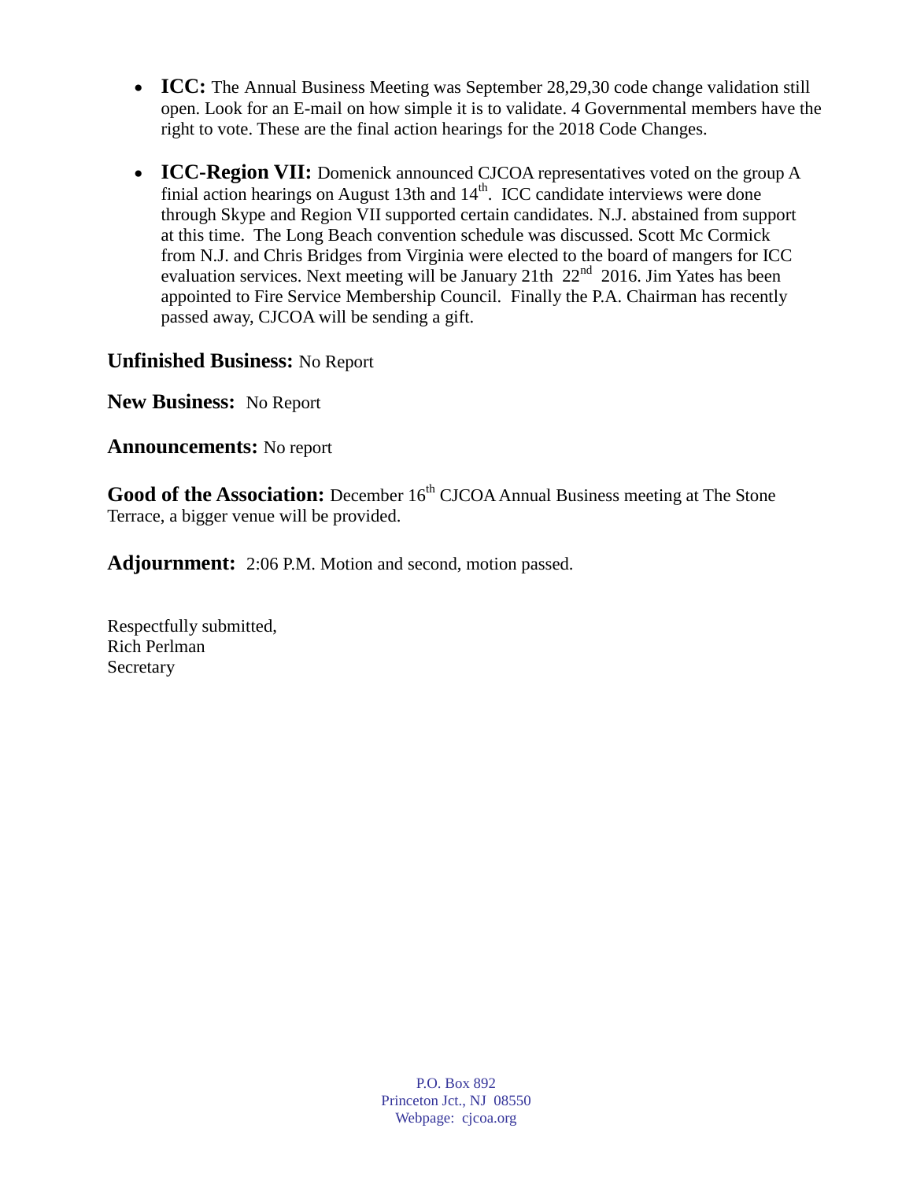- **ICC:** The Annual Business Meeting was September 28,29,30 code change validation still open. Look for an E-mail on how simple it is to validate. 4 Governmental members have the right to vote. These are the final action hearings for the 2018 Code Changes.

- **ICC-Region VII:** Domenick announced CJCOA representatives voted on the group A finial action hearings on August 13th and 14th. ICC candidate interviews were done through Skype and Region VII supported certain candidates. N.J. abstained from support at this time. The Long Beach convention schedule was discussed. Scott Mc Cormick from N.J. and Chris Bridges from Virginia were elected to the board of mangers for ICC evaluation services. Next meeting will be January 21th 22nd 2016. Jim Yates has been appointed to Fire Service Membership Council. Finally the P.A. Chairman has recently passed away, CJCOA will be sending a gift.

**Unfinished Business:** No Report

**New Business:** No Report

**Announcements:** No report

**Good of the Association:** December 16th CJCOA Annual Business meeting at The Stone Terrace, a bigger venue will be provided.

**Adjournment:** 2:06 P.M. Motion and second, motion passed.

Respectfully submitted,
Rich Perlman
Secretary

P.O. Box 892
Princeton Jct., NJ 08550
Webpage: cjcoa.org